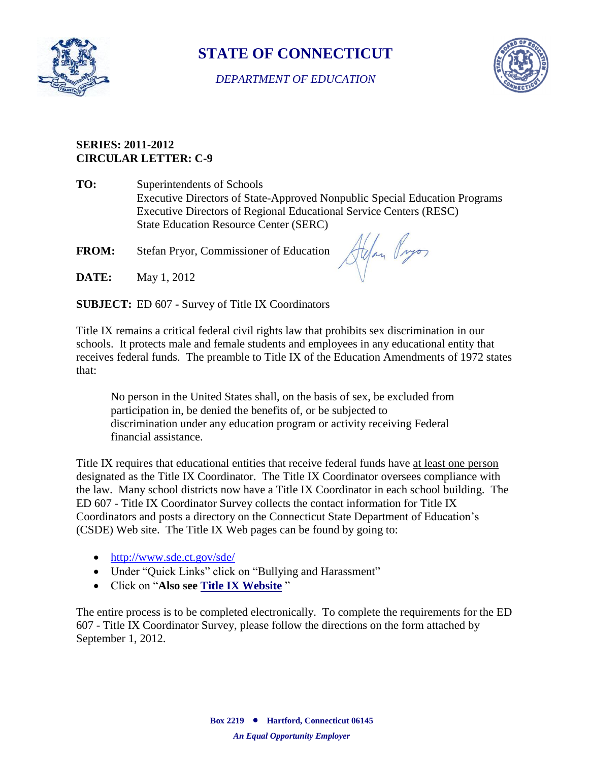# STATE OF CONNECTICUT

*DEPARTMENT OF EDUCATION*

**SERIES: 2011-2012**
**CIRCULAR LETTER: C-9**

**TO:** Superintendents of Schools
Executive Directors of State-Approved Nonpublic Special Education Programs
Executive Directors of Regional Educational Service Centers (RESC)
State Education Resource Center (SERC)

**FROM:** Stefan Pryor, Commissioner of Education

**DATE:** May 1, 2012

**SUBJECT:** ED 607 - Survey of Title IX Coordinators

Title IX remains a critical federal civil rights law that prohibits sex discrimination in our schools. It protects male and female students and employees in any educational entity that receives federal funds. The preamble to Title IX of the Education Amendments of 1972 states that:

> No person in the United States shall, on the basis of sex, be excluded from participation in, be denied the benefits of, or be subjected to discrimination under any education program or activity receiving Federal financial assistance.

Title IX requires that educational entities that receive federal funds have at least one person designated as the Title IX Coordinator. The Title IX Coordinator oversees compliance with the law. Many school districts now have a Title IX Coordinator in each school building. The ED 607 - Title IX Coordinator Survey collects the contact information for Title IX Coordinators and posts a directory on the Connecticut State Department of Education's (CSDE) Web site. The Title IX Web pages can be found by going to:

- http://www.sde.ct.gov/sde/
- Under "Quick Links" click on "Bullying and Harassment"
- Click on "**Also see Title IX Website** "

The entire process is to be completed electronically. To complete the requirements for the ED 607 - Title IX Coordinator Survey, please follow the directions on the form attached by September 1, 2012.

**Box 2219 • Hartford, Connecticut 06145**

***An Equal Opportunity Employer***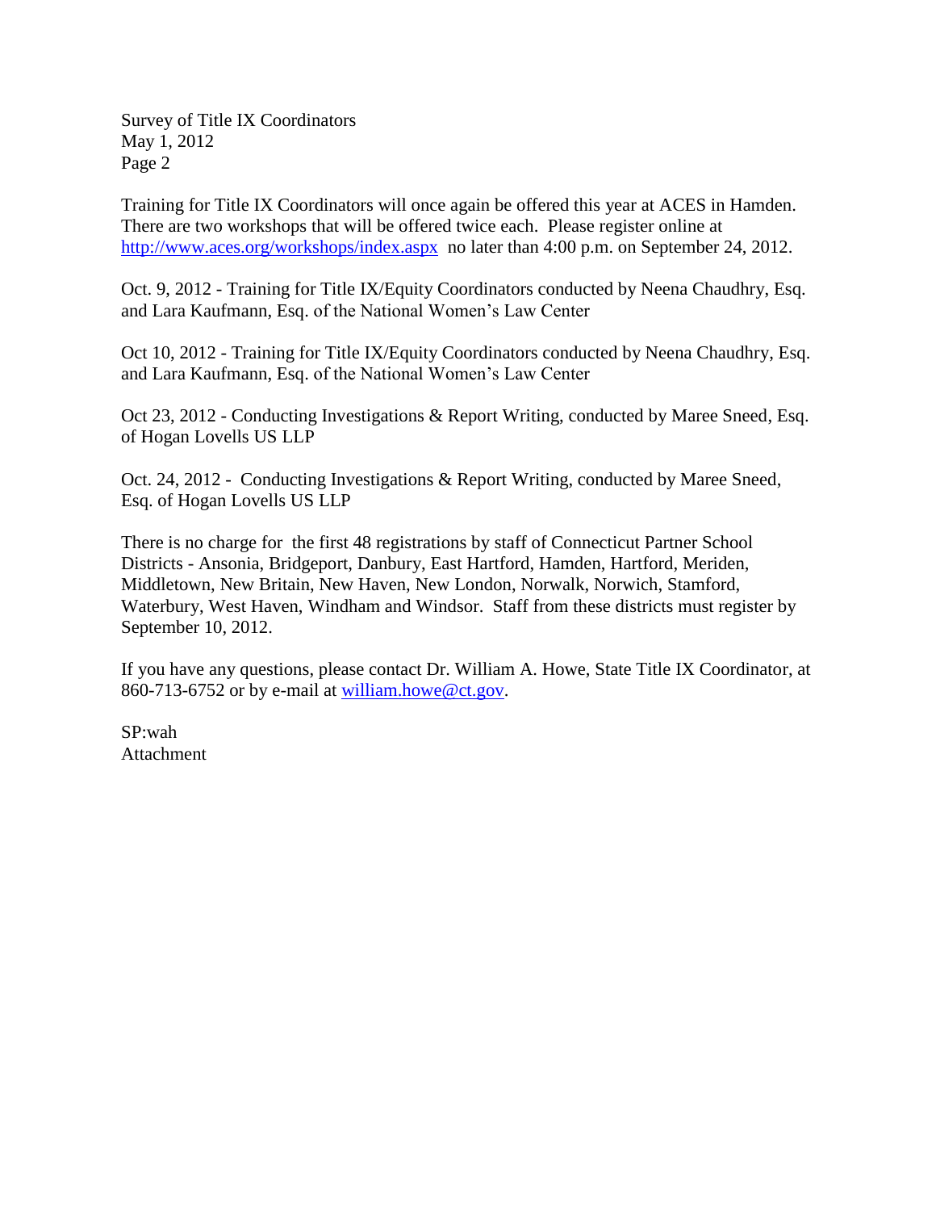Training for Title IX Coordinators will once again be offered this year at ACES in Hamden. There are two workshops that will be offered twice each. Please register online at http://www.aces.org/workshops/index.aspx no later than 4:00 p.m. on September 24, 2012.

Oct. 9, 2012 - Training for Title IX/Equity Coordinators conducted by Neena Chaudhry, Esq. and Lara Kaufmann, Esq. of the National Women's Law Center

Oct 10, 2012 - Training for Title IX/Equity Coordinators conducted by Neena Chaudhry, Esq. and Lara Kaufmann, Esq. of the National Women's Law Center

Oct 23, 2012 - Conducting Investigations & Report Writing, conducted by Maree Sneed, Esq. of Hogan Lovells US LLP

Oct. 24, 2012 - Conducting Investigations & Report Writing, conducted by Maree Sneed, Esq. of Hogan Lovells US LLP

There is no charge for the first 48 registrations by staff of Connecticut Partner School Districts - Ansonia, Bridgeport, Danbury, East Hartford, Hamden, Hartford, Meriden, Middletown, New Britain, New Haven, New London, Norwalk, Norwich, Stamford, Waterbury, West Haven, Windham and Windsor. Staff from these districts must register by September 10, 2012.

If you have any questions, please contact Dr. William A. Howe, State Title IX Coordinator, at 860-713-6752 or by e-mail at william.howe@ct.gov.

SP:wah
Attachment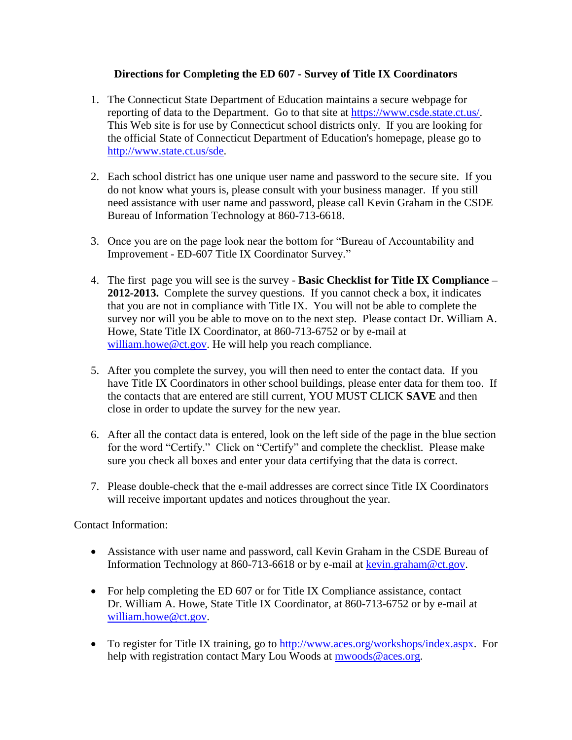# Directions for Completing the ED 607 - Survey of Title IX Coordinators

1. The Connecticut State Department of Education maintains a secure webpage for reporting of data to the Department. Go to that site at https://www.csde.state.ct.us/. This Web site is for use by Connecticut school districts only. If you are looking for the official State of Connecticut Department of Education's homepage, please go to http://www.state.ct.us/sde.

2. Each school district has one unique user name and password to the secure site. If you do not know what yours is, please consult with your business manager. If you still need assistance with user name and password, please call Kevin Graham in the CSDE Bureau of Information Technology at 860-713-6618.

3. Once you are on the page look near the bottom for "Bureau of Accountability and Improvement - ED-607 Title IX Coordinator Survey."

4. The first page you will see is the survey - **Basic Checklist for Title IX Compliance – 2012-2013.** Complete the survey questions. If you cannot check a box, it indicates that you are not in compliance with Title IX. You will not be able to complete the survey nor will you be able to move on to the next step. Please contact Dr. William A. Howe, State Title IX Coordinator, at 860-713-6752 or by e-mail at william.howe@ct.gov. He will help you reach compliance.

5. After you complete the survey, you will then need to enter the contact data. If you have Title IX Coordinators in other school buildings, please enter data for them too. If the contacts that are entered are still current, YOU MUST CLICK **SAVE** and then close in order to update the survey for the new year.

6. After all the contact data is entered, look on the left side of the page in the blue section for the word "Certify." Click on "Certify" and complete the checklist. Please make sure you check all boxes and enter your data certifying that the data is correct.

7. Please double-check that the e-mail addresses are correct since Title IX Coordinators will receive important updates and notices throughout the year.

Contact Information:

- Assistance with user name and password, call Kevin Graham in the CSDE Bureau of Information Technology at 860-713-6618 or by e-mail at kevin.graham@ct.gov.

- For help completing the ED 607 or for Title IX Compliance assistance, contact Dr. William A. Howe, State Title IX Coordinator, at 860-713-6752 or by e-mail at william.howe@ct.gov.

- To register for Title IX training, go to http://www.aces.org/workshops/index.aspx. For help with registration contact Mary Lou Woods at mwoods@aces.org.